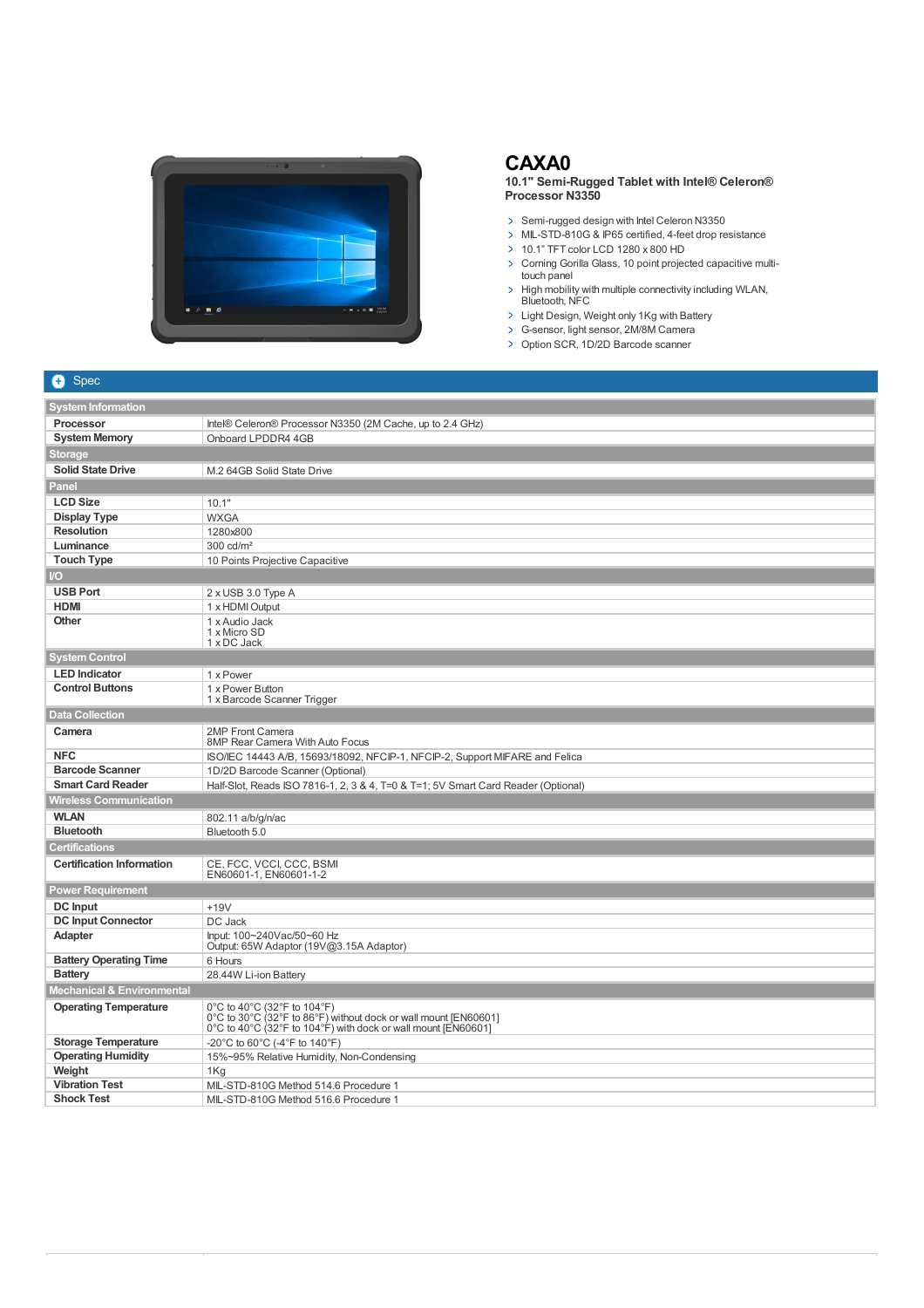# CAXA0

**10.1" Semi-Rugged Tablet with Intel® Celeron® Processor N3350**

- Semi-rugged design with Intel Celeron N3350
- MIL-STD-810G & IP65 certified, 4-feet drop resistance
- 10.1" TFT color LCD 1280 x 800 HD
- Corning Gorilla Glass, 10 point projected capacitive multi-touch panel
- High mobility with multiple connectivity including WLAN, Bluetooth, NFC
- Light Design, Weight only 1Kg with Battery
- G-sensor, light sensor, 2M/8M Camera
- Option SCR, 1D/2D Barcode scanner

## Spec

| | |
|---|---|
| **System Information** | |
| **Processor** | Intel® Celeron® Processor N3350 (2M Cache, up to 2.4 GHz) |
| **System Memory** | Onboard LPDDR4 4GB |
| **Storage** | |
| **Solid State Drive** | M.2 64GB Solid State Drive |
| **Panel** | |
| **LCD Size** | 10.1" |
| **Display Type** | WXGA |
| **Resolution** | 1280x800 |
| **Luminance** | 300 cd/m² |
| **Touch Type** | 10 Points Projective Capacitive |
| **I/O** | |
| **USB Port** | 2 x USB 3.0 Type A |
| **HDMI** | 1 x HDMI Output |
| **Other** | 1 x Audio Jack<br>1 x Micro SD<br>1 x DC Jack |
| **System Control** | |
| **LED Indicator** | 1 x Power |
| **Control Buttons** | 1 x Power Button<br>1 x Barcode Scanner Trigger |
| **Data Collection** | |
| **Camera** | 2MP Front Camera<br>8MP Rear Camera With Auto Focus |
| **NFC** | ISO/IEC 14443 A/B, 15693/18092, NFCIP-1, NFCIP-2, Support MIFARE and Felica |
| **Barcode Scanner** | 1D/2D Barcode Scanner (Optional) |
| **Smart Card Reader** | Half-Slot, Reads ISO 7816-1, 2, 3 & 4, T=0 & T=1; 5V Smart Card Reader (Optional) |
| **Wireless Communication** | |
| **WLAN** | 802.11 a/b/g/n/ac |
| **Bluetooth** | Bluetooth 5.0 |
| **Certifications** | |
| **Certification Information** | CE, FCC, VCCI, CCC, BSMI<br>EN60601-1, EN60601-1-2 |
| **Power Requirement** | |
| **DC Input** | +19V |
| **DC Input Connector** | DC Jack |
| **Adapter** | Input: 100~240Vac/50~60 Hz<br>Output: 65W Adaptor (19V@3.15A Adaptor) |
| **Battery Operating Time** | 6 Hours |
| **Battery** | 28.44W Li-ion Battery |
| **Mechanical & Environmental** | |
| **Operating Temperature** | 0°C to 40°C (32°F to 104°F)<br>0°C to 30°C (32°F to 86°F) without dock or wall mount [EN60601]<br>0°C to 40°C (32°F to 104°F) with dock or wall mount [EN60601] |
| **Storage Temperature** | -20°C to 60°C (-4°F to 140°F) |
| **Operating Humidity** | 15%~95% Relative Humidity, Non-Condensing |
| **Weight** | 1Kg |
| **Vibration Test** | MIL-STD-810G Method 514.6 Procedure 1 |
| **Shock Test** | MIL-STD-810G Method 516.6 Procedure 1 |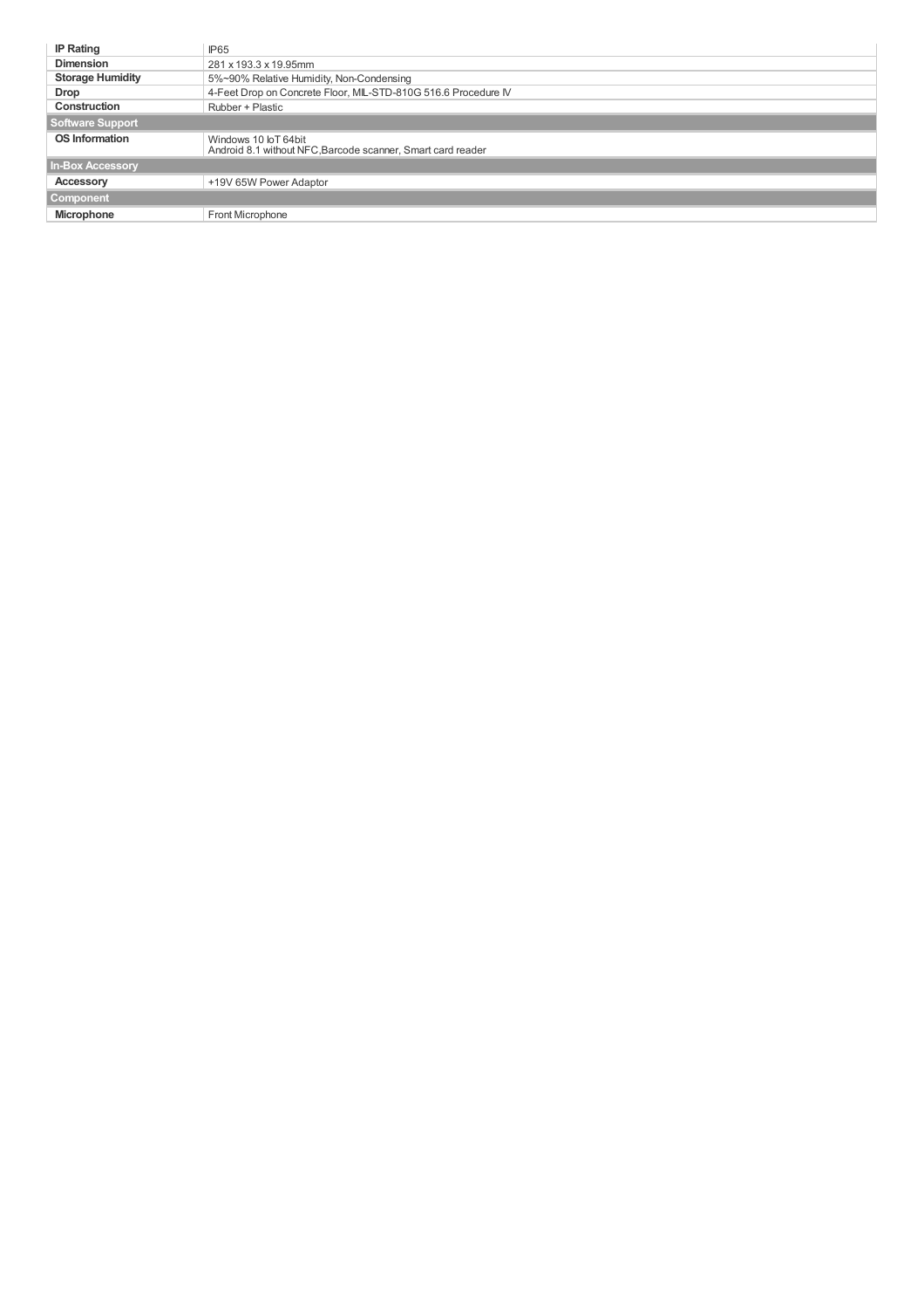| | |
|---|---|
| **IP Rating** | IP65 |
| **Dimension** | 281 x 193.3 x 19.95mm |
| **Storage Humidity** | 5%~90% Relative Humidity, Non-Condensing |
| **Drop** | 4-Feet Drop on Concrete Floor, MIL-STD-810G 516.6 Procedure IV |
| **Construction** | Rubber + Plastic |
| **Software Support** | |
| **OS Information** | Windows 10 IoT 64bit<br>Android 8.1 without NFC,Barcode scanner, Smart card reader |
| **In-Box Accessory** | |
| **Accessory** | +19V 65W Power Adaptor |
| **Component** | |
| **Microphone** | Front Microphone |